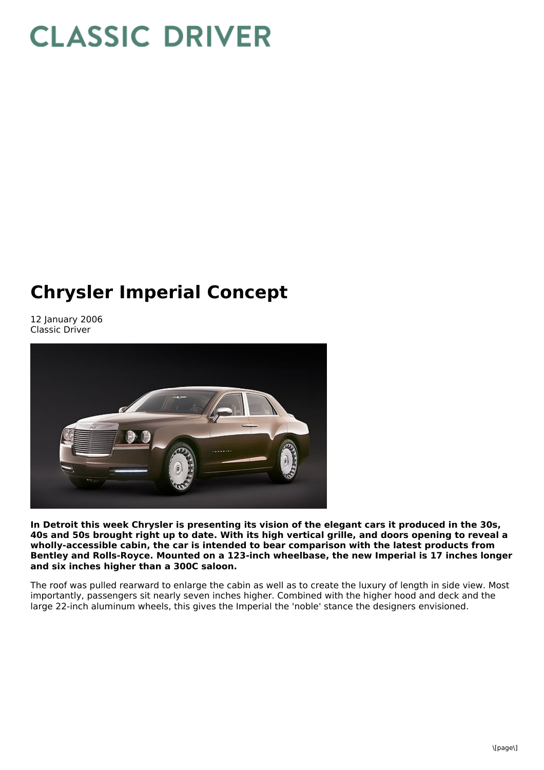# Chrysler Imperial Concept

12 January 2006
Classic Driver

**In Detroit this week Chrysler is presenting its vision of the elegant cars it produced in the 30s, 40s and 50s brought right up to date. With its high vertical grille, and doors opening to reveal a wholly-accessible cabin, the car is intended to bear comparison with the latest products from Bentley and Rolls-Royce. Mounted on a 123-inch wheelbase, the new Imperial is 17 inches longer and six inches higher than a 300C saloon.**

The roof was pulled rearward to enlarge the cabin as well as to create the luxury of length in side view. Most importantly, passengers sit nearly seven inches higher. Combined with the higher hood and deck and the large 22-inch aluminum wheels, this gives the Imperial the 'noble' stance the designers envisioned.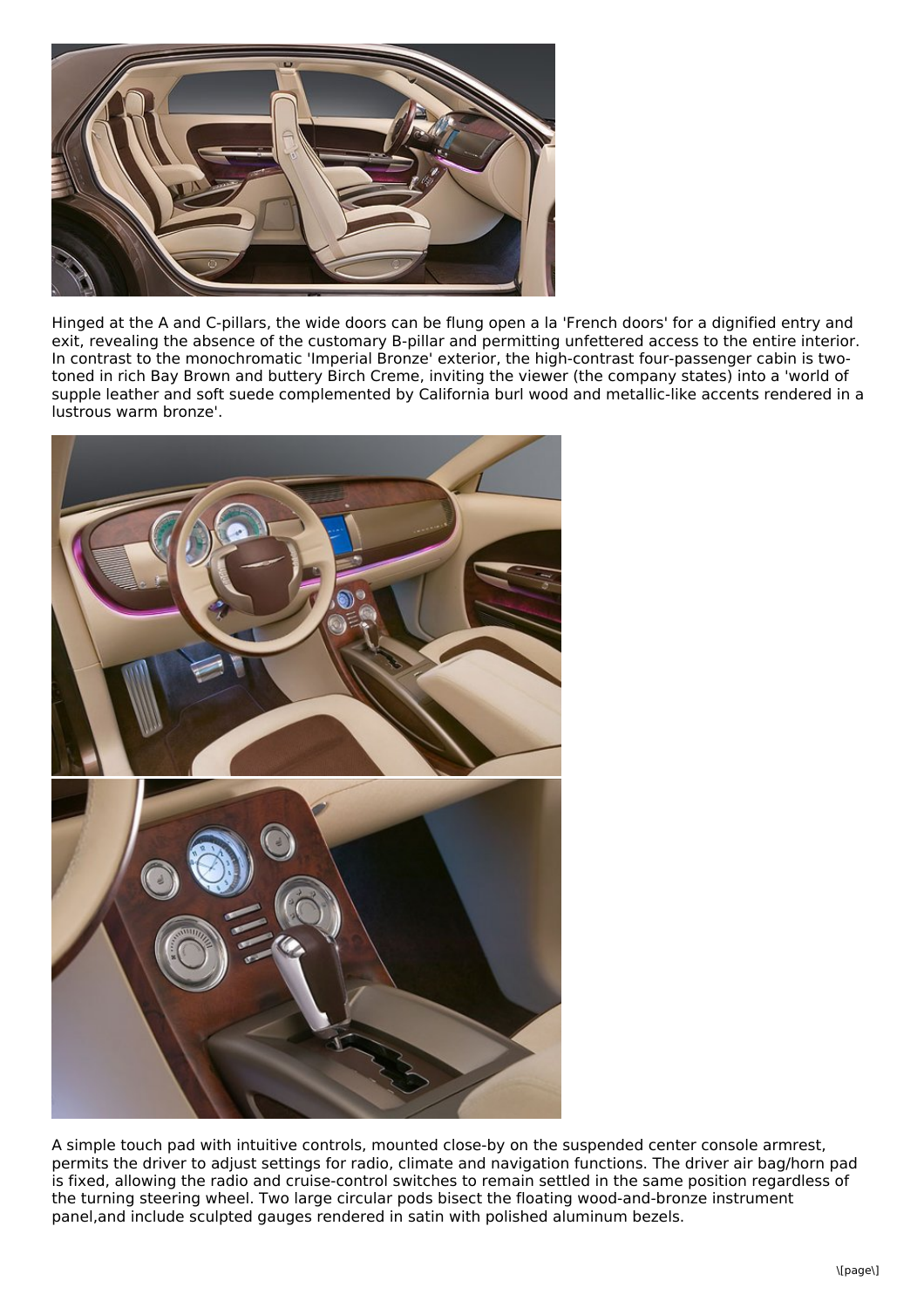Hinged at the A and C-pillars, the wide doors can be flung open a la 'French doors' for a dignified entry and exit, revealing the absence of the customary B-pillar and permitting unfettered access to the entire interior. In contrast to the monochromatic 'Imperial Bronze' exterior, the high-contrast four-passenger cabin is two-toned in rich Bay Brown and buttery Birch Creme, inviting the viewer (the company states) into a 'world of supple leather and soft suede complemented by California burl wood and metallic-like accents rendered in a lustrous warm bronze'.

A simple touch pad with intuitive controls, mounted close-by on the suspended center console armrest, permits the driver to adjust settings for radio, climate and navigation functions. The driver air bag/horn pad is fixed, allowing the radio and cruise-control switches to remain settled in the same position regardless of the turning steering wheel. Two large circular pods bisect the floating wood-and-bronze instrument panel,and include sculpted gauges rendered in satin with polished aluminum bezels.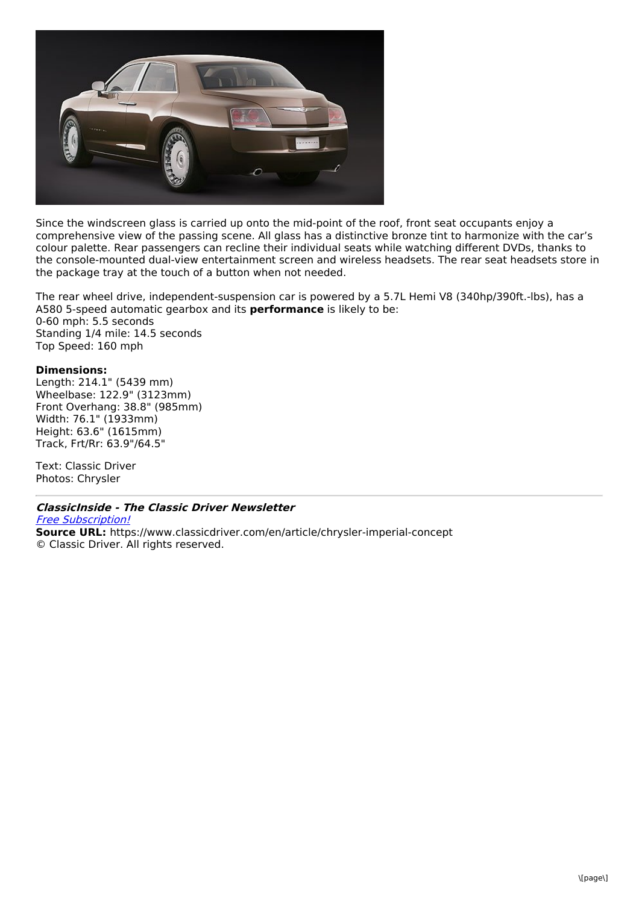Since the windscreen glass is carried up onto the mid-point of the roof, front seat occupants enjoy a comprehensive view of the passing scene. All glass has a distinctive bronze tint to harmonize with the car's colour palette. Rear passengers can recline their individual seats while watching different DVDs, thanks to the console-mounted dual-view entertainment screen and wireless headsets. The rear seat headsets store in the package tray at the touch of a button when not needed.

The rear wheel drive, independent-suspension car is powered by a 5.7L Hemi V8 (340hp/390ft.-lbs), has a A580 5-speed automatic gearbox and its **performance** is likely to be:
0-60 mph: 5.5 seconds
Standing 1/4 mile: 14.5 seconds
Top Speed: 160 mph

**Dimensions:**
Length: 214.1" (5439 mm)
Wheelbase: 122.9" (3123mm)
Front Overhang: 38.8" (985mm)
Width: 76.1" (1933mm)
Height: 63.6" (1615mm)
Track, Frt/Rr: 63.9"/64.5"

Text: Classic Driver
Photos: Chrysler

---

***ClassicInside - The Classic Driver Newsletter***
*Free Subscription!*
**Source URL:** https://www.classicdriver.com/en/article/chrysler-imperial-concept
© Classic Driver. All rights reserved.